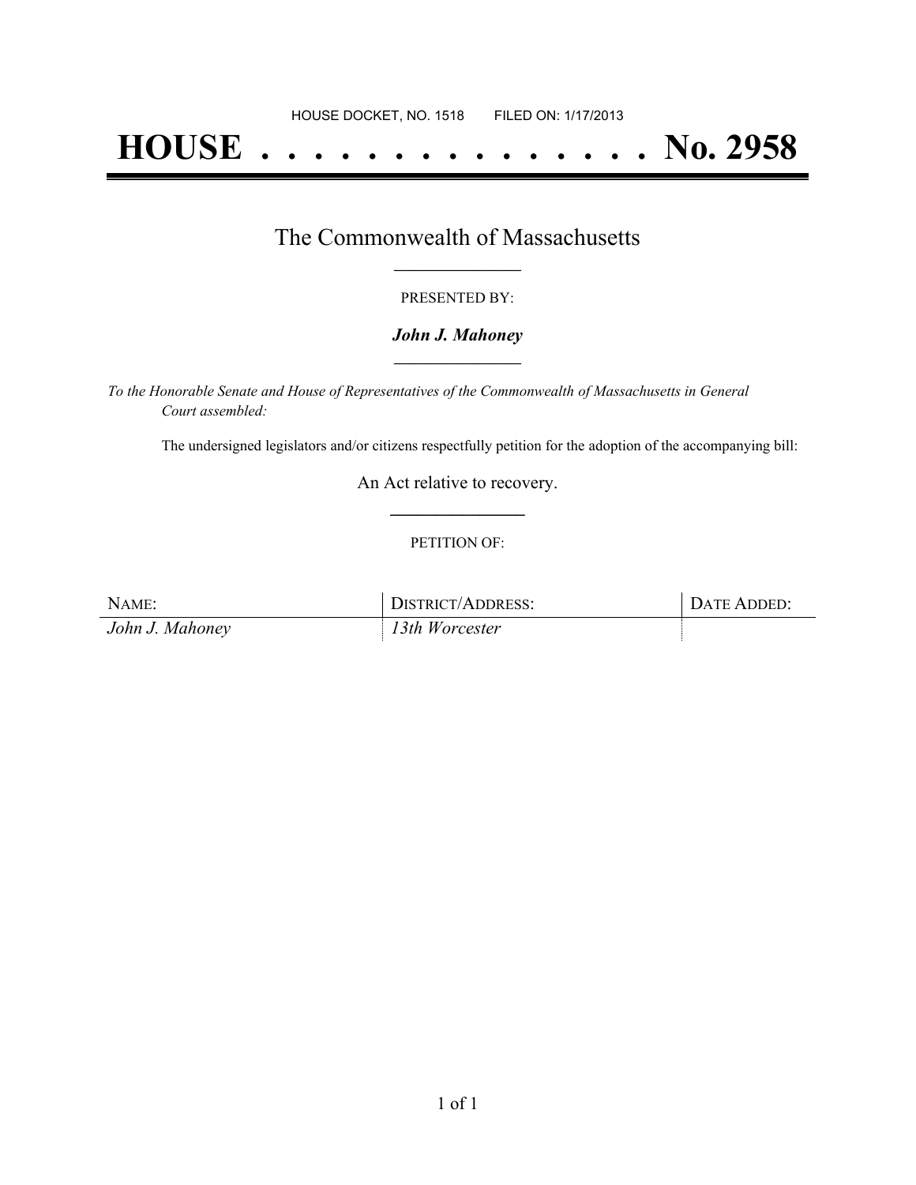HOUSE DOCKET, NO. 1518        FILED ON: 1/17/2013

# HOUSE . . . . . . . . . . . . . . . No. 2958

## The Commonwealth of Massachusetts

PRESENTED BY:

***John J. Mahoney***

*To the Honorable Senate and House of Representatives of the Commonwealth of Massachusetts in General Court assembled:*

The undersigned legislators and/or citizens respectfully petition for the adoption of the accompanying bill:

An Act relative to recovery.

PETITION OF:

| NAME: | DISTRICT/ADDRESS: | DATE ADDED: |
| --- | --- | --- |
| *John J. Mahoney* | *13th Worcester* | |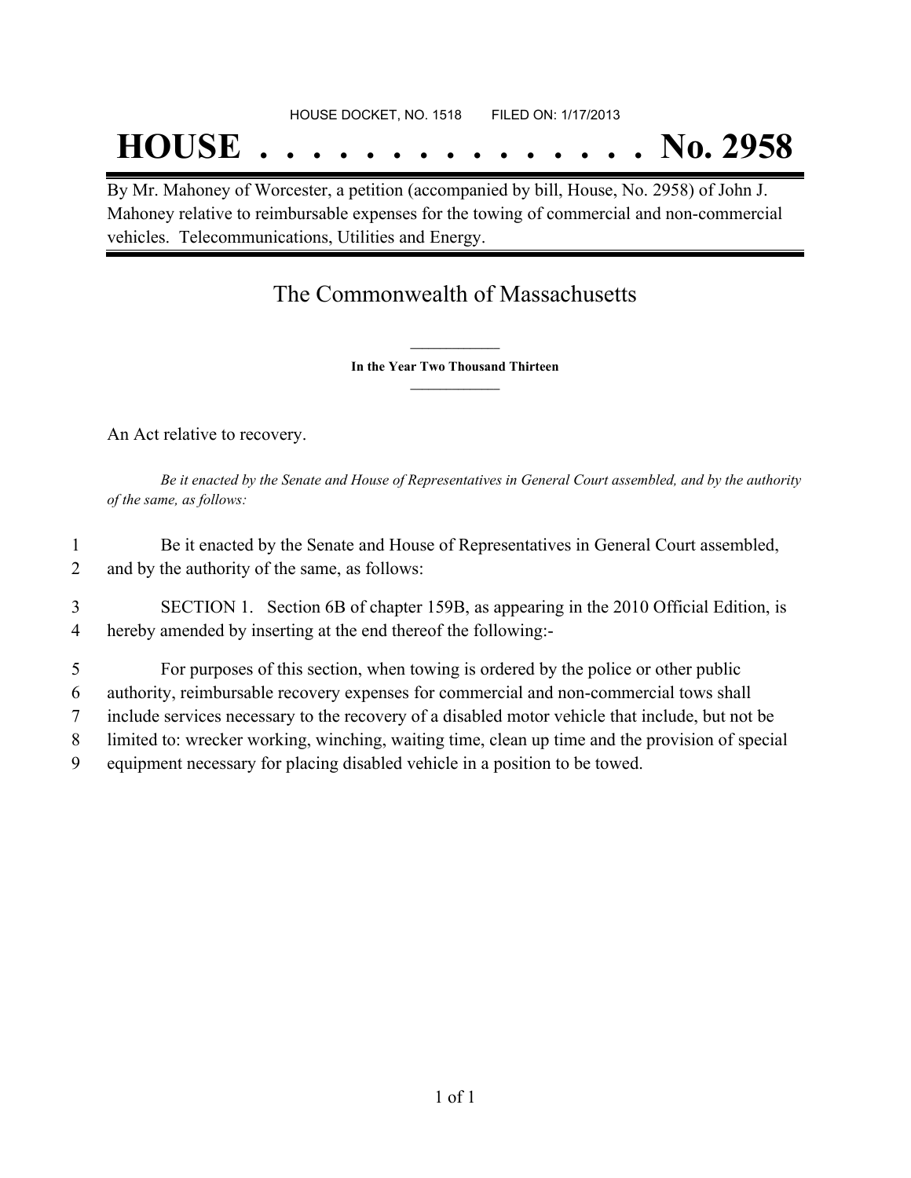HOUSE DOCKET, NO. 1518 FILED ON: 1/17/2013

# HOUSE . . . . . . . . . . . . . . . No. 2958

By Mr. Mahoney of Worcester, a petition (accompanied by bill, House, No. 2958) of John J. Mahoney relative to reimbursable expenses for the towing of commercial and non-commercial vehicles. Telecommunications, Utilities and Energy.

## The Commonwealth of Massachusetts

**In the Year Two Thousand Thirteen**

An Act relative to recovery.

*Be it enacted by the Senate and House of Representatives in General Court assembled, and by the authority of the same, as follows:*

1 Be it enacted by the Senate and House of Representatives in General Court assembled,
2 and by the authority of the same, as follows:

3 SECTION 1. Section 6B of chapter 159B, as appearing in the 2010 Official Edition, is
4 hereby amended by inserting at the end thereof the following:-

5 For purposes of this section, when towing is ordered by the police or other public
6 authority, reimbursable recovery expenses for commercial and non-commercial tows shall
7 include services necessary to the recovery of a disabled motor vehicle that include, but not be
8 limited to: wrecker working, winching, waiting time, clean up time and the provision of special
9 equipment necessary for placing disabled vehicle in a position to be towed.